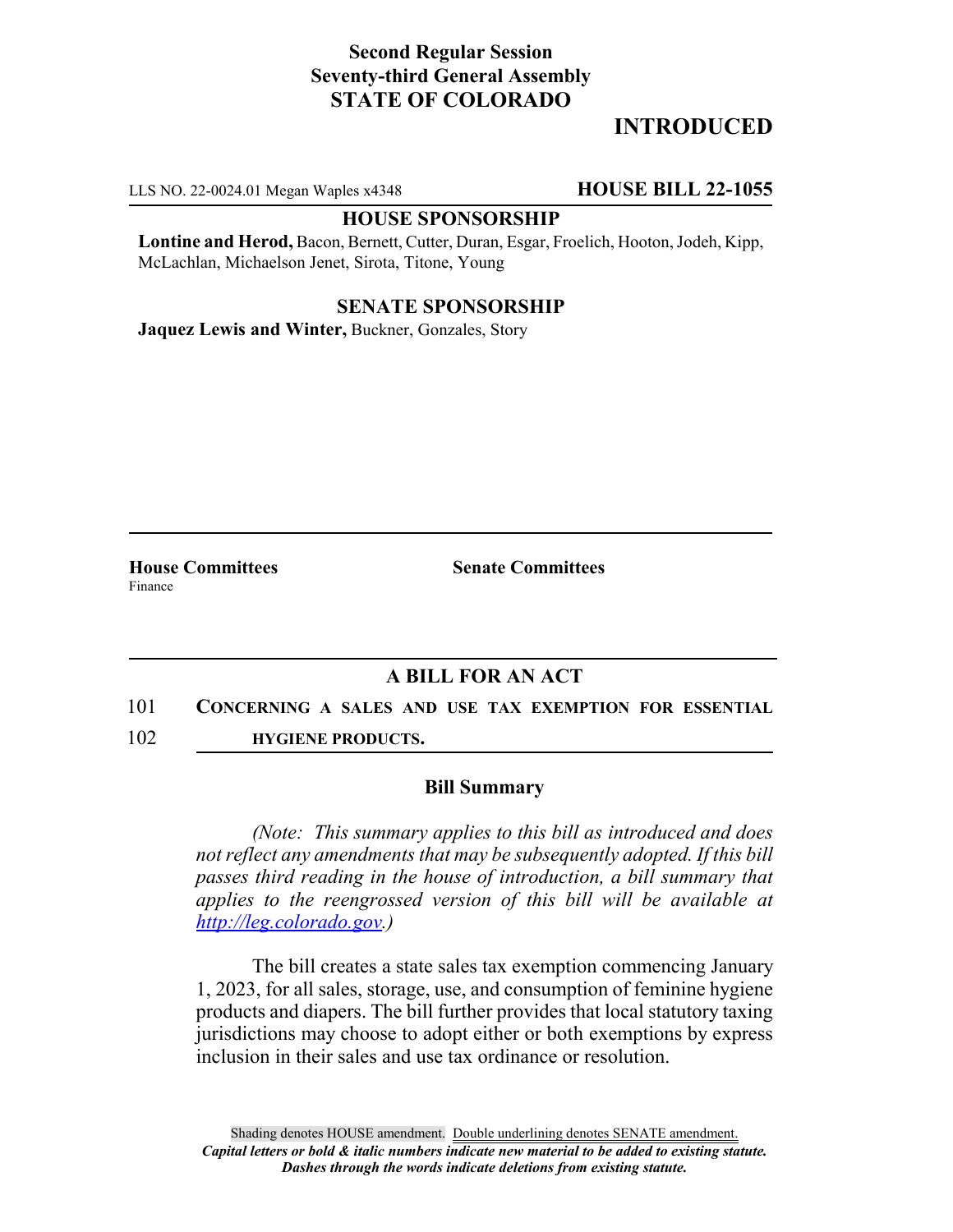**Second Regular Session**
**Seventy-third General Assembly**
**STATE OF COLORADO**

## INTRODUCED

LLS NO. 22-0024.01 Megan Waples x4348 **HOUSE BILL 22-1055**

**HOUSE SPONSORSHIP**

**Lontine and Herod,** Bacon, Bernett, Cutter, Duran, Esgar, Froelich, Hooton, Jodeh, Kipp, McLachlan, Michaelson Jenet, Sirota, Titone, Young

**SENATE SPONSORSHIP**

**Jaquez Lewis and Winter,** Buckner, Gonzales, Story

**House Committees**
Finance

**Senate Committees**

### A BILL FOR AN ACT

101 **CONCERNING A SALES AND USE TAX EXEMPTION FOR ESSENTIAL**
102 **HYGIENE PRODUCTS.**

### Bill Summary

*(Note: This summary applies to this bill as introduced and does not reflect any amendments that may be subsequently adopted. If this bill passes third reading in the house of introduction, a bill summary that applies to the reengrossed version of this bill will be available at http://leg.colorado.gov.)*

The bill creates a state sales tax exemption commencing January 1, 2023, for all sales, storage, use, and consumption of feminine hygiene products and diapers. The bill further provides that local statutory taxing jurisdictions may choose to adopt either or both exemptions by express inclusion in their sales and use tax ordinance or resolution.

Shading denotes HOUSE amendment. Double underlining denotes SENATE amendment.
***Capital letters or bold & italic numbers indicate new material to be added to existing statute.***
***Dashes through the words indicate deletions from existing statute.***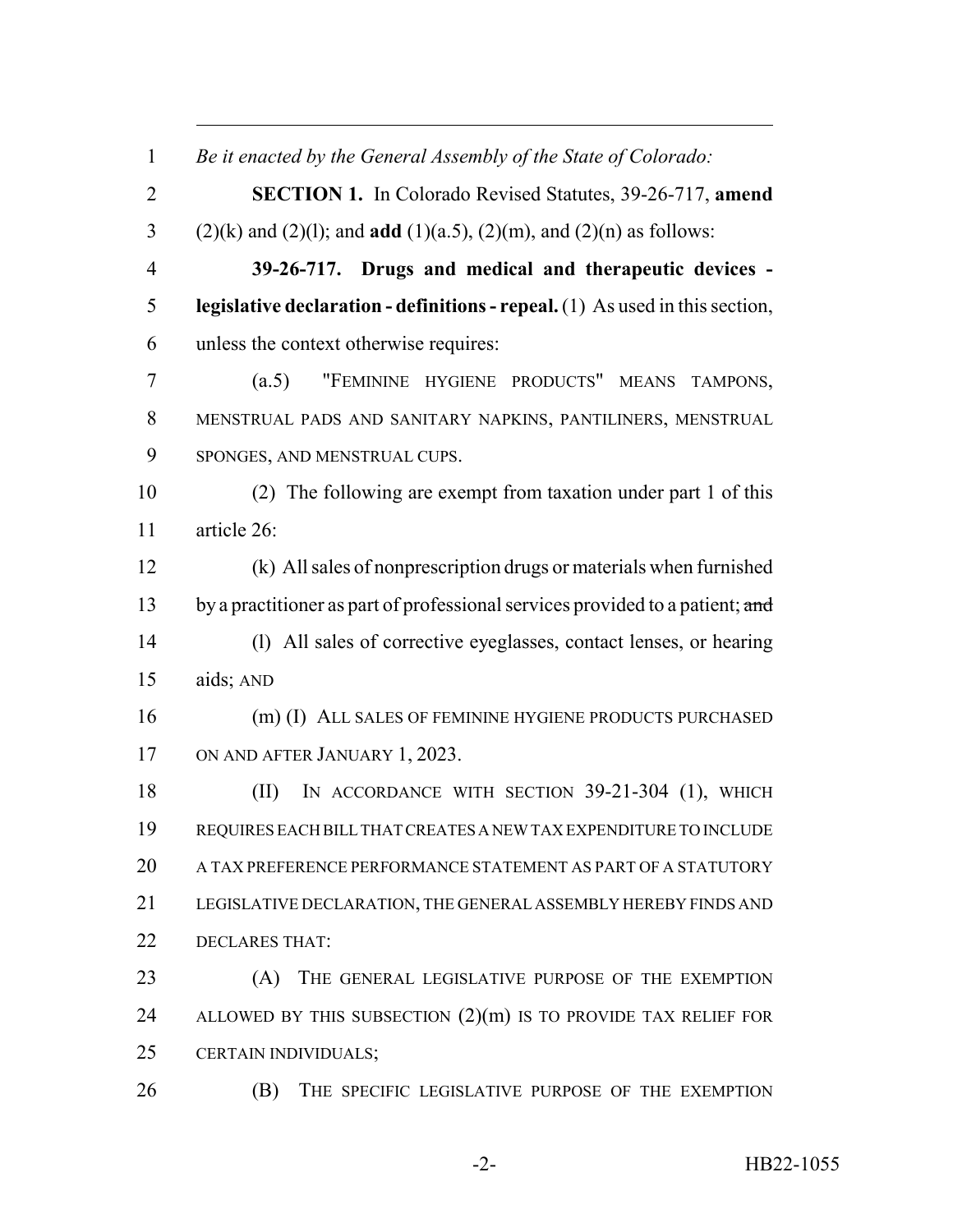*Be it enacted by the General Assembly of the State of Colorado:*

**SECTION 1.** In Colorado Revised Statutes, 39-26-717, **amend** (2)(k) and (2)(l); and **add** (1)(a.5), (2)(m), and (2)(n) as follows:

**39-26-717. Drugs and medical and therapeutic devices - legislative declaration - definitions - repeal.** (1) As used in this section, unless the context otherwise requires:

(a.5) "FEMININE HYGIENE PRODUCTS" MEANS TAMPONS, MENSTRUAL PADS AND SANITARY NAPKINS, PANTILINERS, MENSTRUAL SPONGES, AND MENSTRUAL CUPS.

(2) The following are exempt from taxation under part 1 of this article 26:

(k) All sales of nonprescription drugs or materials when furnished by a practitioner as part of professional services provided to a patient; ~~and~~

(l) All sales of corrective eyeglasses, contact lenses, or hearing aids; AND

(m) (I) ALL SALES OF FEMININE HYGIENE PRODUCTS PURCHASED ON AND AFTER JANUARY 1, 2023.

(II) IN ACCORDANCE WITH SECTION 39-21-304 (1), WHICH REQUIRES EACH BILL THAT CREATES A NEW TAX EXPENDITURE TO INCLUDE A TAX PREFERENCE PERFORMANCE STATEMENT AS PART OF A STATUTORY LEGISLATIVE DECLARATION, THE GENERAL ASSEMBLY HEREBY FINDS AND DECLARES THAT:

(A) THE GENERAL LEGISLATIVE PURPOSE OF THE EXEMPTION ALLOWED BY THIS SUBSECTION (2)(m) IS TO PROVIDE TAX RELIEF FOR CERTAIN INDIVIDUALS;

(B) THE SPECIFIC LEGISLATIVE PURPOSE OF THE EXEMPTION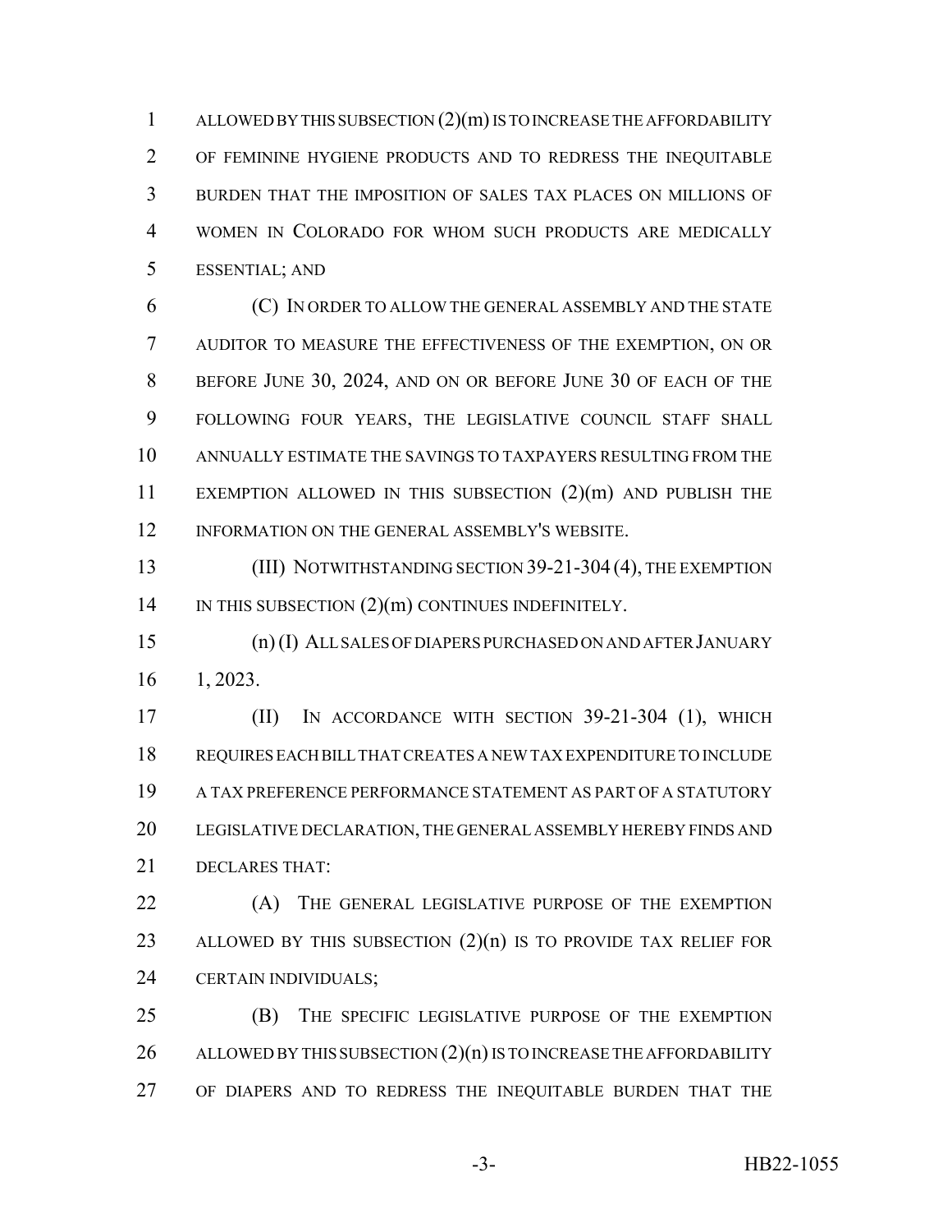ALLOWED BY THIS SUBSECTION (2)(m) IS TO INCREASE THE AFFORDABILITY OF FEMININE HYGIENE PRODUCTS AND TO REDRESS THE INEQUITABLE BURDEN THAT THE IMPOSITION OF SALES TAX PLACES ON MILLIONS OF WOMEN IN COLORADO FOR WHOM SUCH PRODUCTS ARE MEDICALLY ESSENTIAL; AND

(C) IN ORDER TO ALLOW THE GENERAL ASSEMBLY AND THE STATE AUDITOR TO MEASURE THE EFFECTIVENESS OF THE EXEMPTION, ON OR BEFORE JUNE 30, 2024, AND ON OR BEFORE JUNE 30 OF EACH OF THE FOLLOWING FOUR YEARS, THE LEGISLATIVE COUNCIL STAFF SHALL ANNUALLY ESTIMATE THE SAVINGS TO TAXPAYERS RESULTING FROM THE EXEMPTION ALLOWED IN THIS SUBSECTION (2)(m) AND PUBLISH THE INFORMATION ON THE GENERAL ASSEMBLY'S WEBSITE.

(III) NOTWITHSTANDING SECTION 39-21-304 (4), THE EXEMPTION IN THIS SUBSECTION (2)(m) CONTINUES INDEFINITELY.

(n) (I) ALL SALES OF DIAPERS PURCHASED ON AND AFTER JANUARY 1, 2023.

(II) IN ACCORDANCE WITH SECTION 39-21-304 (1), WHICH REQUIRES EACH BILL THAT CREATES A NEW TAX EXPENDITURE TO INCLUDE A TAX PREFERENCE PERFORMANCE STATEMENT AS PART OF A STATUTORY LEGISLATIVE DECLARATION, THE GENERAL ASSEMBLY HEREBY FINDS AND DECLARES THAT:

(A) THE GENERAL LEGISLATIVE PURPOSE OF THE EXEMPTION ALLOWED BY THIS SUBSECTION (2)(n) IS TO PROVIDE TAX RELIEF FOR CERTAIN INDIVIDUALS;

(B) THE SPECIFIC LEGISLATIVE PURPOSE OF THE EXEMPTION ALLOWED BY THIS SUBSECTION (2)(n) IS TO INCREASE THE AFFORDABILITY OF DIAPERS AND TO REDRESS THE INEQUITABLE BURDEN THAT THE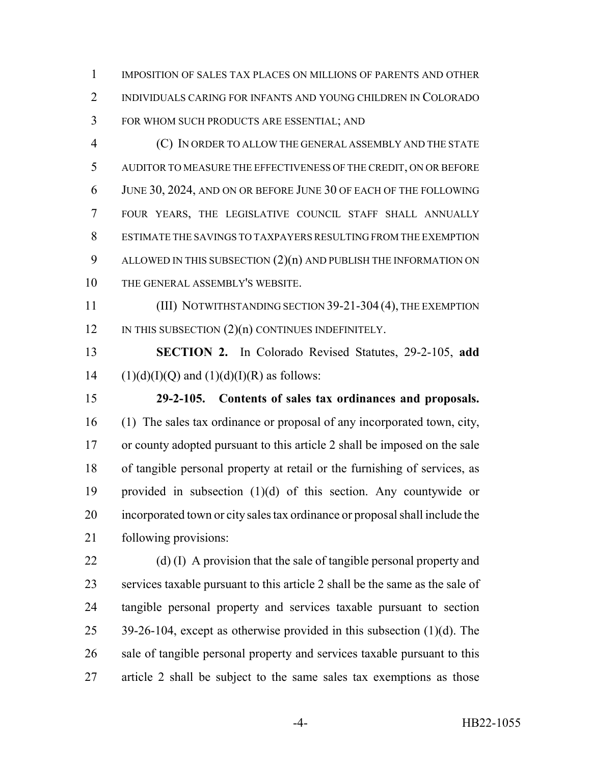IMPOSITION OF SALES TAX PLACES ON MILLIONS OF PARENTS AND OTHER INDIVIDUALS CARING FOR INFANTS AND YOUNG CHILDREN IN COLORADO FOR WHOM SUCH PRODUCTS ARE ESSENTIAL; AND

(C) IN ORDER TO ALLOW THE GENERAL ASSEMBLY AND THE STATE AUDITOR TO MEASURE THE EFFECTIVENESS OF THE CREDIT, ON OR BEFORE JUNE 30, 2024, AND ON OR BEFORE JUNE 30 OF EACH OF THE FOLLOWING FOUR YEARS, THE LEGISLATIVE COUNCIL STAFF SHALL ANNUALLY ESTIMATE THE SAVINGS TO TAXPAYERS RESULTING FROM THE EXEMPTION ALLOWED IN THIS SUBSECTION (2)(n) AND PUBLISH THE INFORMATION ON THE GENERAL ASSEMBLY'S WEBSITE.

(III) NOTWITHSTANDING SECTION 39-21-304 (4), THE EXEMPTION IN THIS SUBSECTION (2)(n) CONTINUES INDEFINITELY.

**SECTION 2.** In Colorado Revised Statutes, 29-2-105, **add** (1)(d)(I)(Q) and (1)(d)(I)(R) as follows:

**29-2-105. Contents of sales tax ordinances and proposals.** (1) The sales tax ordinance or proposal of any incorporated town, city, or county adopted pursuant to this article 2 shall be imposed on the sale of tangible personal property at retail or the furnishing of services, as provided in subsection (1)(d) of this section. Any countywide or incorporated town or city sales tax ordinance or proposal shall include the following provisions:

(d) (I) A provision that the sale of tangible personal property and services taxable pursuant to this article 2 shall be the same as the sale of tangible personal property and services taxable pursuant to section 39-26-104, except as otherwise provided in this subsection (1)(d). The sale of tangible personal property and services taxable pursuant to this article 2 shall be subject to the same sales tax exemptions as those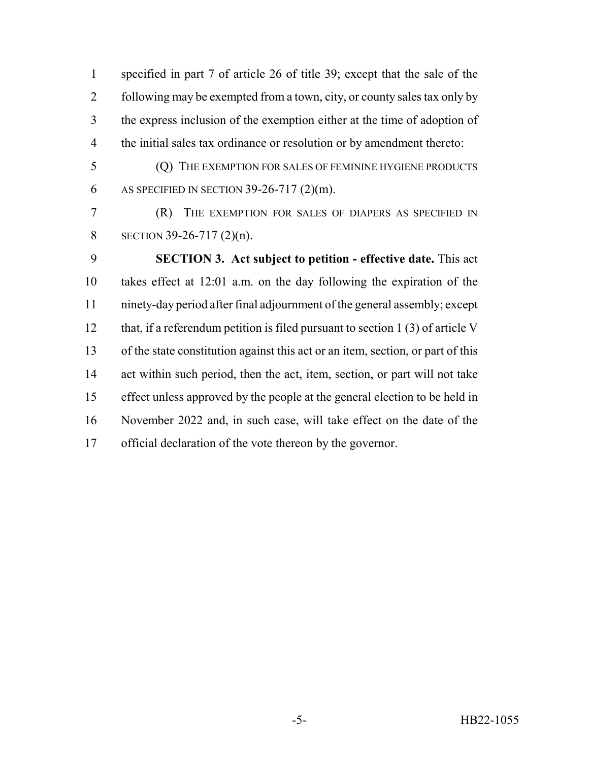specified in part 7 of article 26 of title 39; except that the sale of the following may be exempted from a town, city, or county sales tax only by the express inclusion of the exemption either at the time of adoption of the initial sales tax ordinance or resolution or by amendment thereto:

(Q) THE EXEMPTION FOR SALES OF FEMININE HYGIENE PRODUCTS AS SPECIFIED IN SECTION 39-26-717 (2)(m).

(R) THE EXEMPTION FOR SALES OF DIAPERS AS SPECIFIED IN SECTION 39-26-717 (2)(n).

**SECTION 3. Act subject to petition - effective date.** This act takes effect at 12:01 a.m. on the day following the expiration of the ninety-day period after final adjournment of the general assembly; except that, if a referendum petition is filed pursuant to section 1 (3) of article V of the state constitution against this act or an item, section, or part of this act within such period, then the act, item, section, or part will not take effect unless approved by the people at the general election to be held in November 2022 and, in such case, will take effect on the date of the official declaration of the vote thereon by the governor.